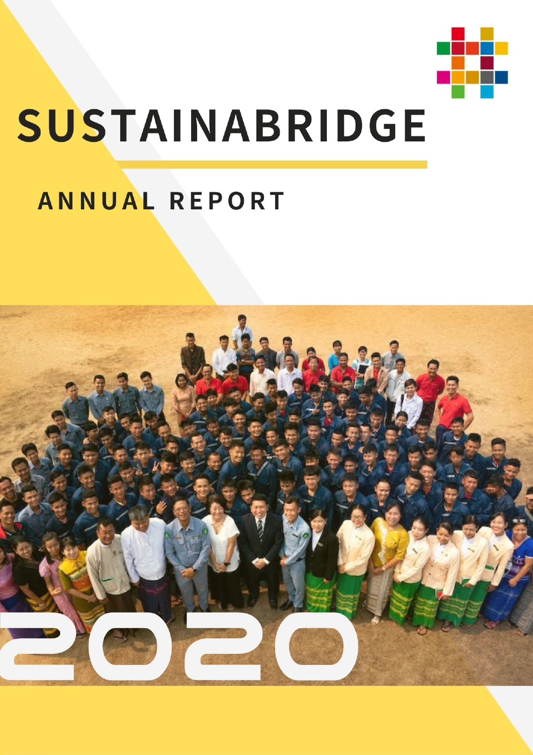# SUSTAINABRIDGE

## ANNUAL REPORT

2020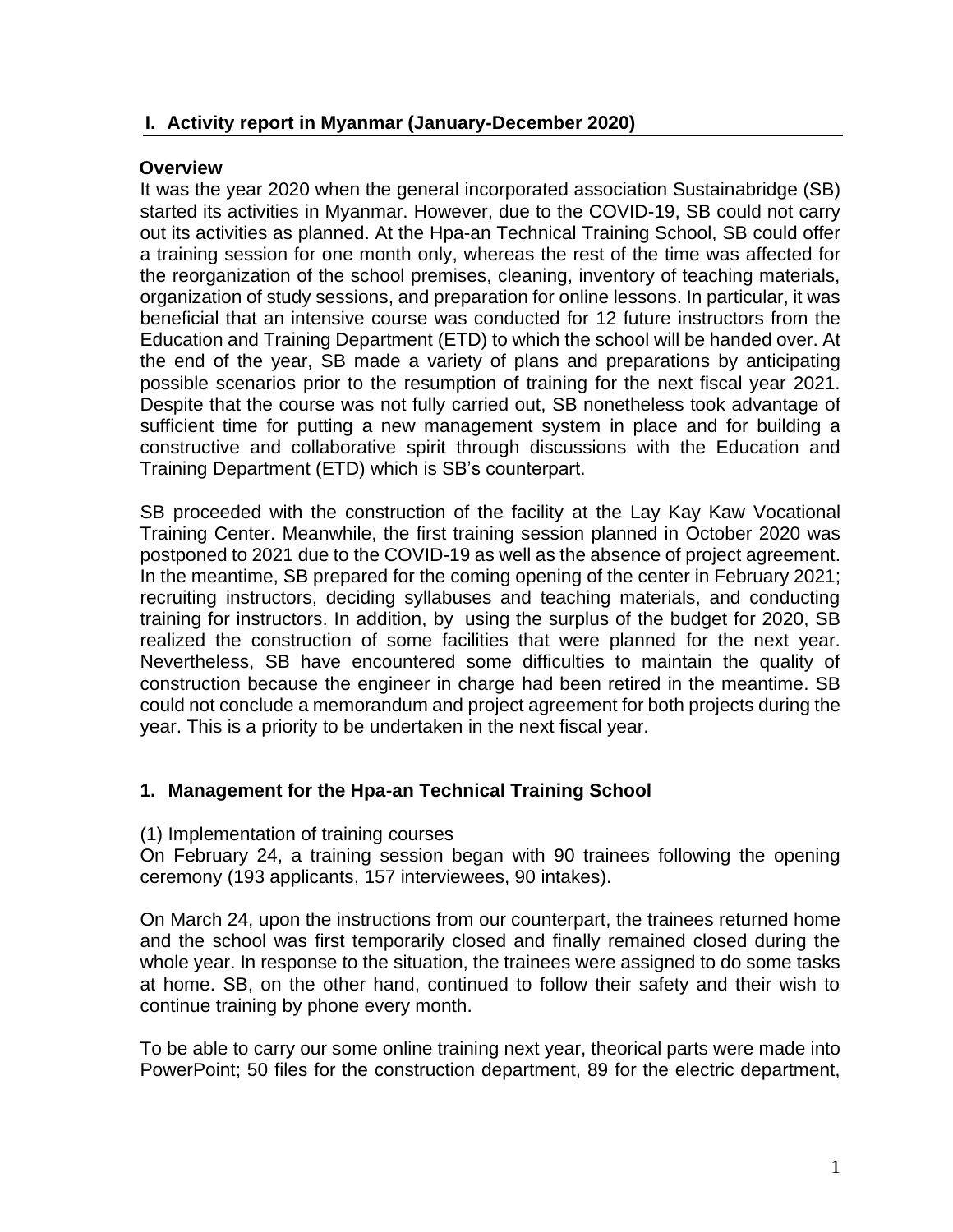## I. Activity report in Myanmar (January-December 2020)

### Overview

It was the year 2020 when the general incorporated association Sustainabridge (SB) started its activities in Myanmar. However, due to the COVID-19, SB could not carry out its activities as planned. At the Hpa-an Technical Training School, SB could offer a training session for one month only, whereas the rest of the time was affected for the reorganization of the school premises, cleaning, inventory of teaching materials, organization of study sessions, and preparation for online lessons. In particular, it was beneficial that an intensive course was conducted for 12 future instructors from the Education and Training Department (ETD) to which the school will be handed over. At the end of the year, SB made a variety of plans and preparations by anticipating possible scenarios prior to the resumption of training for the next fiscal year 2021. Despite that the course was not fully carried out, SB nonetheless took advantage of sufficient time for putting a new management system in place and for building a constructive and collaborative spirit through discussions with the Education and Training Department (ETD) which is SB's counterpart.

SB proceeded with the construction of the facility at the Lay Kay Kaw Vocational Training Center. Meanwhile, the first training session planned in October 2020 was postponed to 2021 due to the COVID-19 as well as the absence of project agreement. In the meantime, SB prepared for the coming opening of the center in February 2021; recruiting instructors, deciding syllabuses and teaching materials, and conducting training for instructors. In addition, by using the surplus of the budget for 2020, SB realized the construction of some facilities that were planned for the next year. Nevertheless, SB have encountered some difficulties to maintain the quality of construction because the engineer in charge had been retired in the meantime. SB could not conclude a memorandum and project agreement for both projects during the year. This is a priority to be undertaken in the next fiscal year.

### 1. Management for the Hpa-an Technical Training School

(1) Implementation of training courses

On February 24, a training session began with 90 trainees following the opening ceremony (193 applicants, 157 interviewees, 90 intakes).

On March 24, upon the instructions from our counterpart, the trainees returned home and the school was first temporarily closed and finally remained closed during the whole year. In response to the situation, the trainees were assigned to do some tasks at home. SB, on the other hand, continued to follow their safety and their wish to continue training by phone every month.

To be able to carry our some online training next year, theorical parts were made into PowerPoint; 50 files for the construction department, 89 for the electric department,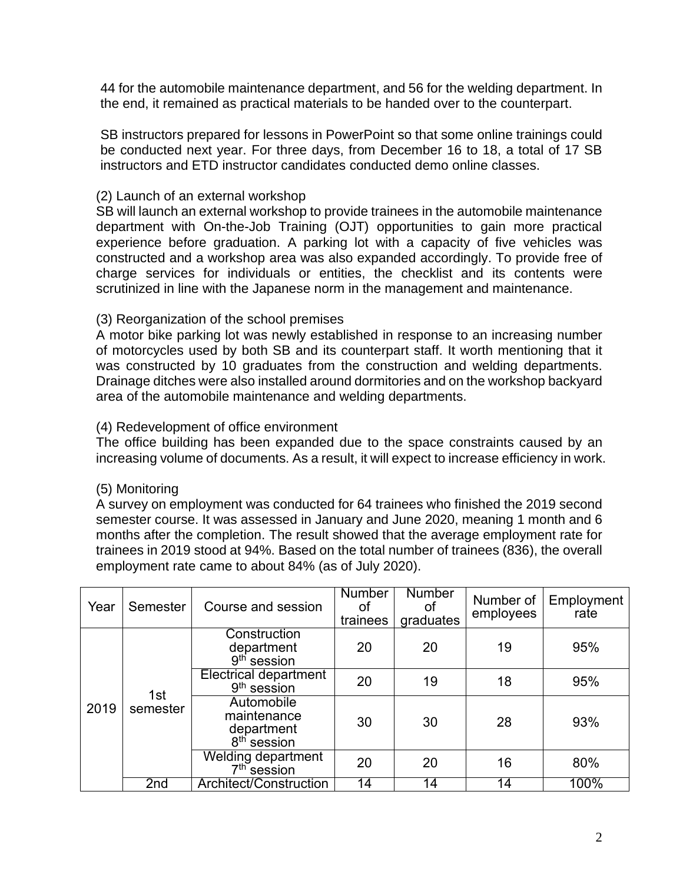44 for the automobile maintenance department, and 56 for the welding department. In the end, it remained as practical materials to be handed over to the counterpart.

SB instructors prepared for lessons in PowerPoint so that some online trainings could be conducted next year. For three days, from December 16 to 18, a total of 17 SB instructors and ETD instructor candidates conducted demo online classes.

(2) Launch of an external workshop

SB will launch an external workshop to provide trainees in the automobile maintenance department with On-the-Job Training (OJT) opportunities to gain more practical experience before graduation. A parking lot with a capacity of five vehicles was constructed and a workshop area was also expanded accordingly. To provide free of charge services for individuals or entities, the checklist and its contents were scrutinized in line with the Japanese norm in the management and maintenance.

(3) Reorganization of the school premises

A motor bike parking lot was newly established in response to an increasing number of motorcycles used by both SB and its counterpart staff. It worth mentioning that it was constructed by 10 graduates from the construction and welding departments. Drainage ditches were also installed around dormitories and on the workshop backyard area of the automobile maintenance and welding departments.

(4) Redevelopment of office environment

The office building has been expanded due to the space constraints caused by an increasing volume of documents. As a result, it will expect to increase efficiency in work.

(5) Monitoring

A survey on employment was conducted for 64 trainees who finished the 2019 second semester course. It was assessed in January and June 2020, meaning 1 month and 6 months after the completion. The result showed that the average employment rate for trainees in 2019 stood at 94%. Based on the total number of trainees (836), the overall employment rate came to about 84% (as of July 2020).

| Year | Semester | Course and session | Number of trainees | Number of graduates | Number of employees | Employment rate |
|---|---|---|---|---|---|---|
| 2019 | 1st semester | Construction department 9th session | 20 | 20 | 19 | 95% |
| | | Electrical department 9th session | 20 | 19 | 18 | 95% |
| | | Automobile maintenance department 8th session | 30 | 30 | 28 | 93% |
| | | Welding department 7th session | 20 | 20 | 16 | 80% |
| | 2nd | Architect/Construction | 14 | 14 | 14 | 100% |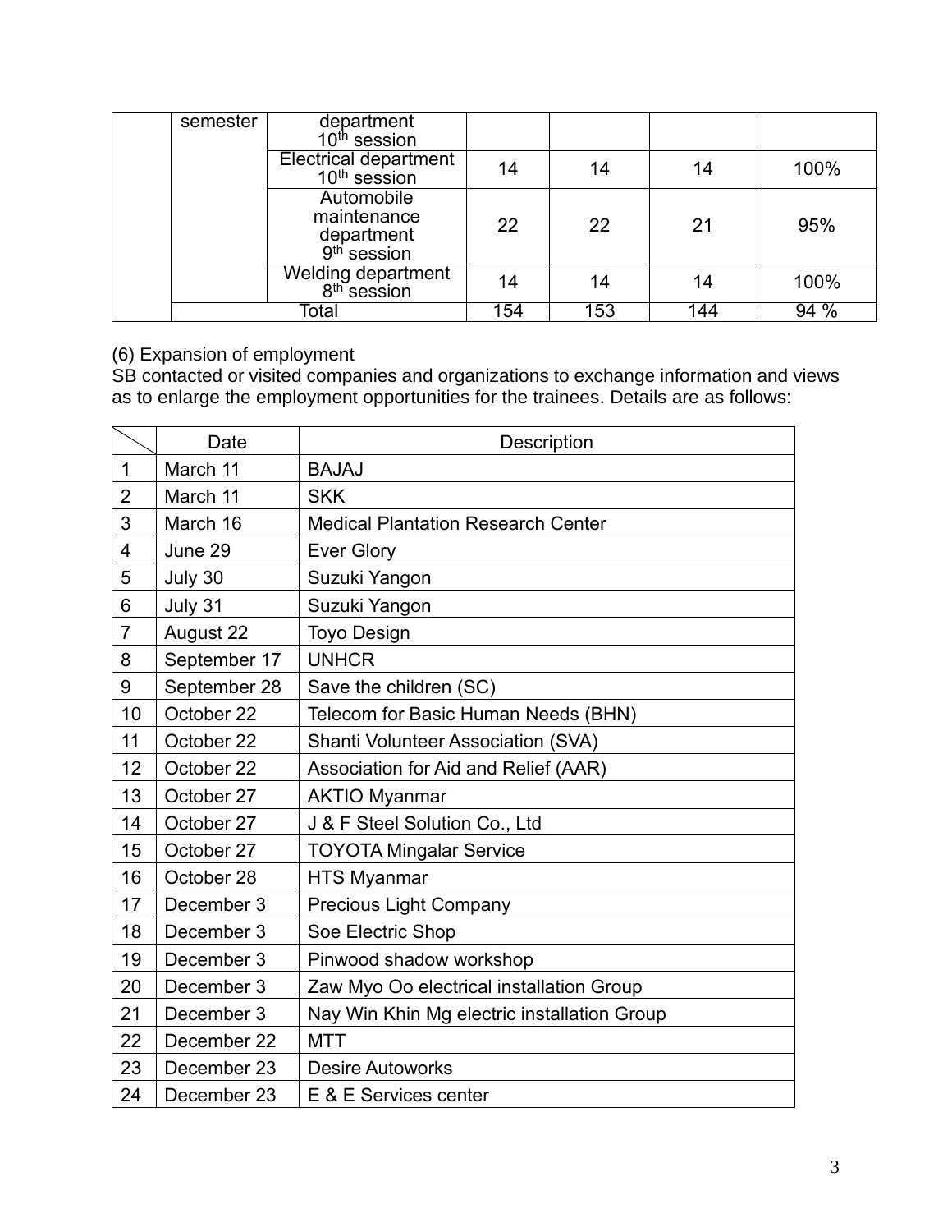|  |  |  |  |  |  |  |
|---|---|---|---|---|---|---|
|  | semester | department 10th session |  |  |  |  |
|  |  | Electrical department 10th session | 14 | 14 | 14 | 100% |
|  |  | Automobile maintenance department 9th session | 22 | 22 | 21 | 95% |
|  |  | Welding department 8th session | 14 | 14 | 14 | 100% |
|  | Total |  | 154 | 153 | 144 | 94 % |

(6) Expansion of employment

SB contacted or visited companies and organizations to exchange information and views as to enlarge the employment opportunities for the trainees. Details are as follows:

|  | Date | Description |
|---|---|---|
| 1 | March 11 | BAJAJ |
| 2 | March 11 | SKK |
| 3 | March 16 | Medical Plantation Research Center |
| 4 | June 29 | Ever Glory |
| 5 | July 30 | Suzuki Yangon |
| 6 | July 31 | Suzuki Yangon |
| 7 | August 22 | Toyo Design |
| 8 | September 17 | UNHCR |
| 9 | September 28 | Save the children (SC) |
| 10 | October 22 | Telecom for Basic Human Needs (BHN) |
| 11 | October 22 | Shanti Volunteer Association (SVA) |
| 12 | October 22 | Association for Aid and Relief (AAR) |
| 13 | October 27 | AKTIO Myanmar |
| 14 | October 27 | J & F Steel Solution Co., Ltd |
| 15 | October 27 | TOYOTA Mingalar Service |
| 16 | October 28 | HTS Myanmar |
| 17 | December 3 | Precious Light Company |
| 18 | December 3 | Soe Electric Shop |
| 19 | December 3 | Pinwood shadow workshop |
| 20 | December 3 | Zaw Myo Oo electrical installation Group |
| 21 | December 3 | Nay Win Khin Mg electric installation Group |
| 22 | December 22 | MTT |
| 23 | December 23 | Desire Autoworks |
| 24 | December 23 | E & E Services center |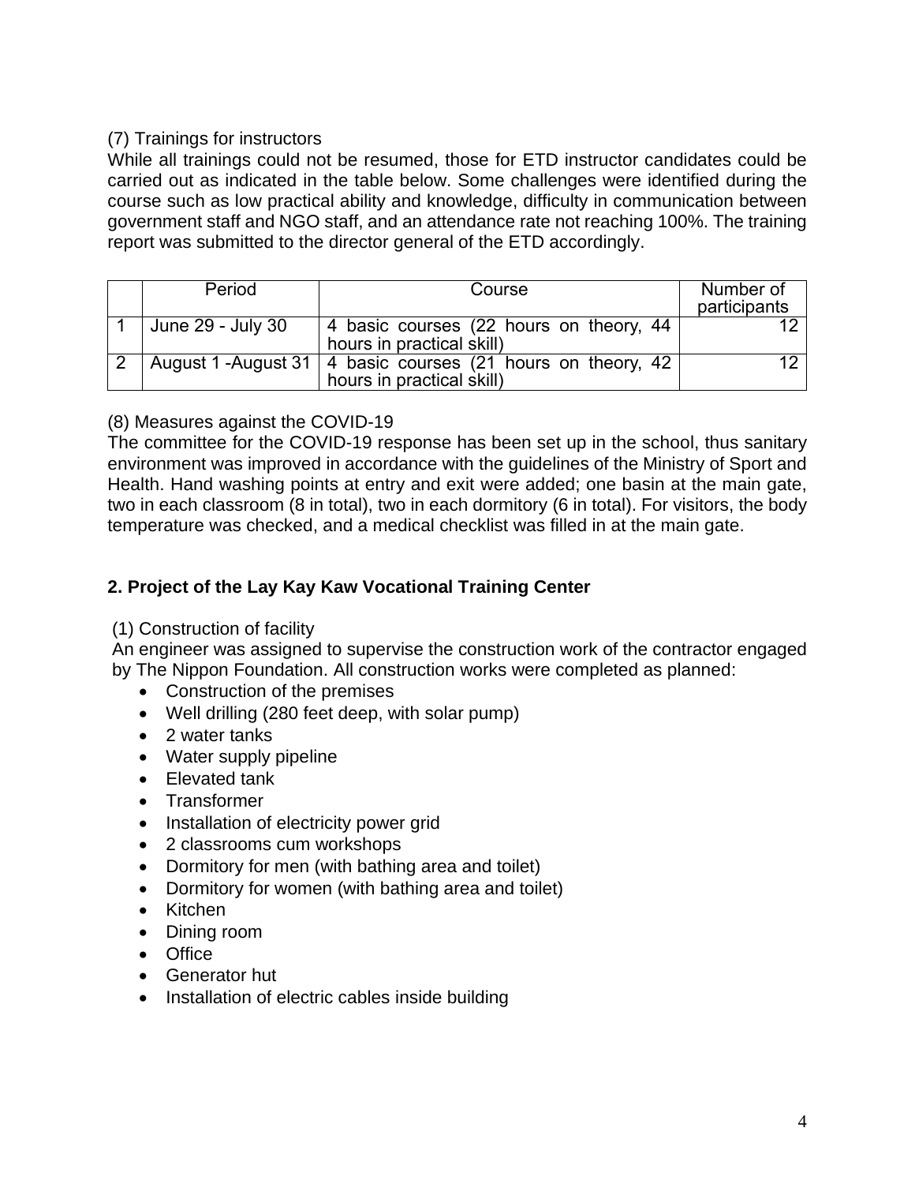(7) Trainings for instructors

While all trainings could not be resumed, those for ETD instructor candidates could be carried out as indicated in the table below. Some challenges were identified during the course such as low practical ability and knowledge, difficulty in communication between government staff and NGO staff, and an attendance rate not reaching 100%. The training report was submitted to the director general of the ETD accordingly.

| | Period | Course | Number of participants |
|---|---|---|---|
| 1 | June 29 - July 30 | 4 basic courses (22 hours on theory, 44 hours in practical skill) | 12 |
| 2 | August 1 -August 31 | 4 basic courses (21 hours on theory, 42 hours in practical skill) | 12 |

(8) Measures against the COVID-19

The committee for the COVID-19 response has been set up in the school, thus sanitary environment was improved in accordance with the guidelines of the Ministry of Sport and Health. Hand washing points at entry and exit were added; one basin at the main gate, two in each classroom (8 in total), two in each dormitory (6 in total). For visitors, the body temperature was checked, and a medical checklist was filled in at the main gate.

## 2. Project of the Lay Kay Kaw Vocational Training Center

(1) Construction of facility

An engineer was assigned to supervise the construction work of the contractor engaged by The Nippon Foundation. All construction works were completed as planned:

- Construction of the premises
- Well drilling (280 feet deep, with solar pump)
- 2 water tanks
- Water supply pipeline
- Elevated tank
- Transformer
- Installation of electricity power grid
- 2 classrooms cum workshops
- Dormitory for men (with bathing area and toilet)
- Dormitory for women (with bathing area and toilet)
- Kitchen
- Dining room
- Office
- Generator hut
- Installation of electric cables inside building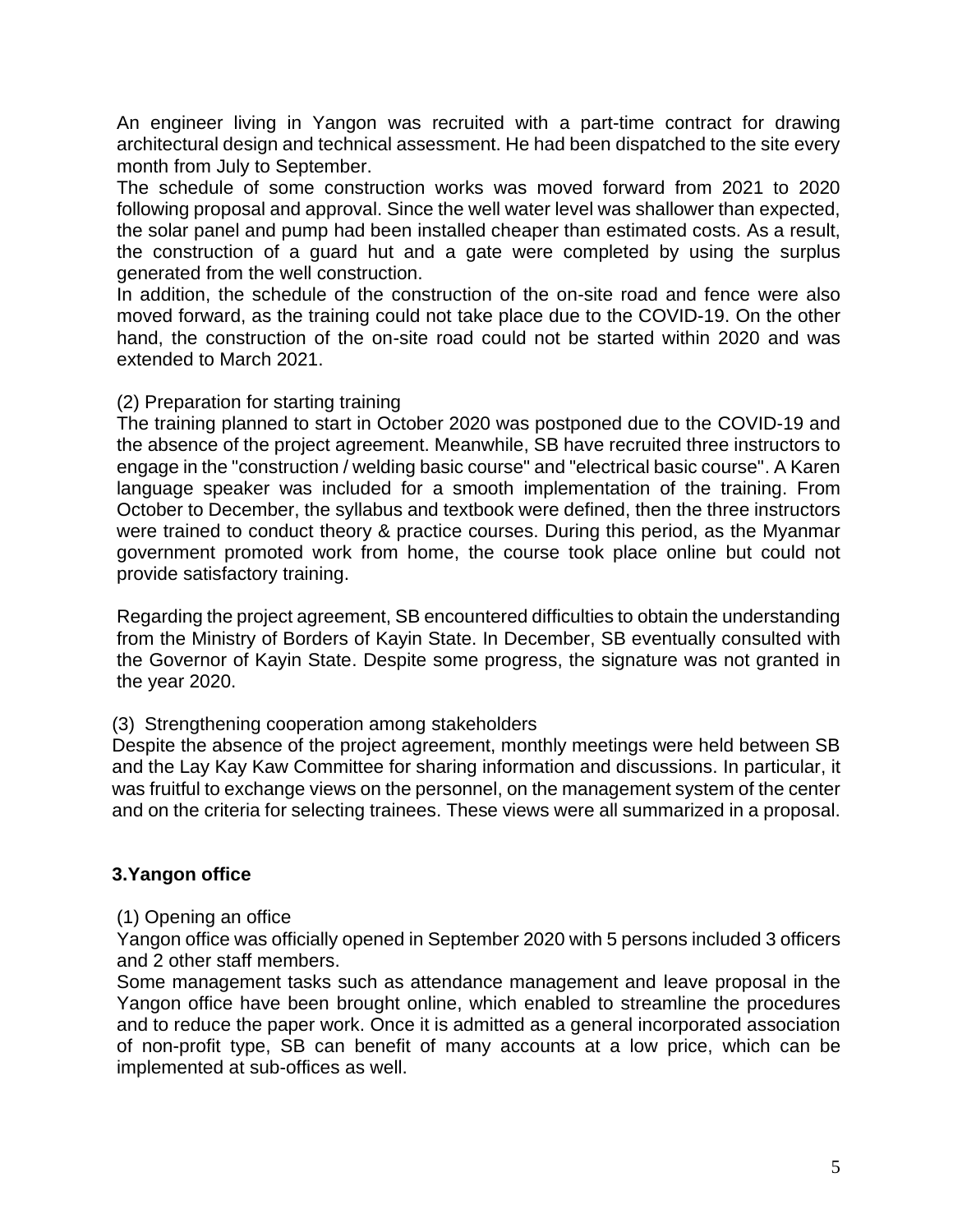An engineer living in Yangon was recruited with a part-time contract for drawing architectural design and technical assessment. He had been dispatched to the site every month from July to September.

The schedule of some construction works was moved forward from 2021 to 2020 following proposal and approval. Since the well water level was shallower than expected, the solar panel and pump had been installed cheaper than estimated costs. As a result, the construction of a guard hut and a gate were completed by using the surplus generated from the well construction.

In addition, the schedule of the construction of the on-site road and fence were also moved forward, as the training could not take place due to the COVID-19. On the other hand, the construction of the on-site road could not be started within 2020 and was extended to March 2021.

(2) Preparation for starting training

The training planned to start in October 2020 was postponed due to the COVID-19 and the absence of the project agreement. Meanwhile, SB have recruited three instructors to engage in the "construction / welding basic course" and "electrical basic course". A Karen language speaker was included for a smooth implementation of the training. From October to December, the syllabus and textbook were defined, then the three instructors were trained to conduct theory & practice courses. During this period, as the Myanmar government promoted work from home, the course took place online but could not provide satisfactory training.

Regarding the project agreement, SB encountered difficulties to obtain the understanding from the Ministry of Borders of Kayin State. In December, SB eventually consulted with the Governor of Kayin State. Despite some progress, the signature was not granted in the year 2020.

(3) Strengthening cooperation among stakeholders

Despite the absence of the project agreement, monthly meetings were held between SB and the Lay Kay Kaw Committee for sharing information and discussions. In particular, it was fruitful to exchange views on the personnel, on the management system of the center and on the criteria for selecting trainees. These views were all summarized in a proposal.

## 3.Yangon office

(1) Opening an office

Yangon office was officially opened in September 2020 with 5 persons included 3 officers and 2 other staff members.

Some management tasks such as attendance management and leave proposal in the Yangon office have been brought online, which enabled to streamline the procedures and to reduce the paper work. Once it is admitted as a general incorporated association of non-profit type, SB can benefit of many accounts at a low price, which can be implemented at sub-offices as well.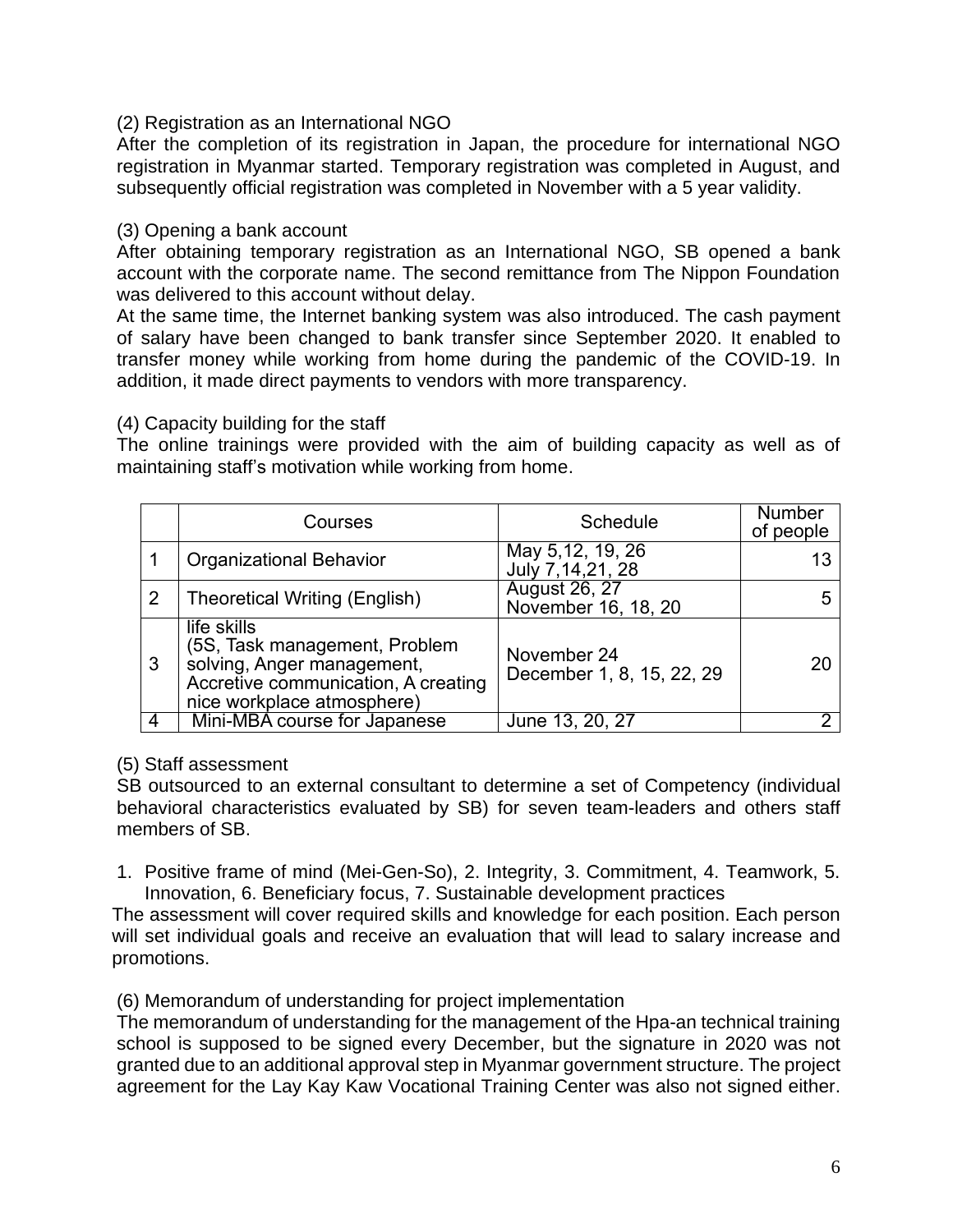(2) Registration as an International NGO

After the completion of its registration in Japan, the procedure for international NGO registration in Myanmar started. Temporary registration was completed in August, and subsequently official registration was completed in November with a 5 year validity.

(3) Opening a bank account

After obtaining temporary registration as an International NGO, SB opened a bank account with the corporate name. The second remittance from The Nippon Foundation was delivered to this account without delay.

At the same time, the Internet banking system was also introduced. The cash payment of salary have been changed to bank transfer since September 2020. It enabled to transfer money while working from home during the pandemic of the COVID-19. In addition, it made direct payments to vendors with more transparency.

(4) Capacity building for the staff

The online trainings were provided with the aim of building capacity as well as of maintaining staff's motivation while working from home.

| | Courses | Schedule | Number of people |
|---|---|---|---|
| 1 | Organizational Behavior | May 5,12, 19, 26<br>July 7,14,21, 28 | 13 |
| 2 | Theoretical Writing (English) | August 26, 27<br>November 16, 18, 20 | 5 |
| 3 | life skills<br>(5S, Task management, Problem solving, Anger management, Accretive communication, A creating nice workplace atmosphere) | November 24<br>December 1, 8, 15, 22, 29 | 20 |
| 4 | Mini-MBA course for Japanese | June 13, 20, 27 | 2 |

(5) Staff assessment

SB outsourced to an external consultant to determine a set of Competency (individual behavioral characteristics evaluated by SB) for seven team-leaders and others staff members of SB.

1. Positive frame of mind (Mei-Gen-So), 2. Integrity, 3. Commitment, 4. Teamwork, 5. Innovation, 6. Beneficiary focus, 7. Sustainable development practices

The assessment will cover required skills and knowledge for each position. Each person will set individual goals and receive an evaluation that will lead to salary increase and promotions.

(6) Memorandum of understanding for project implementation

The memorandum of understanding for the management of the Hpa-an technical training school is supposed to be signed every December, but the signature in 2020 was not granted due to an additional approval step in Myanmar government structure. The project agreement for the Lay Kay Kaw Vocational Training Center was also not signed either.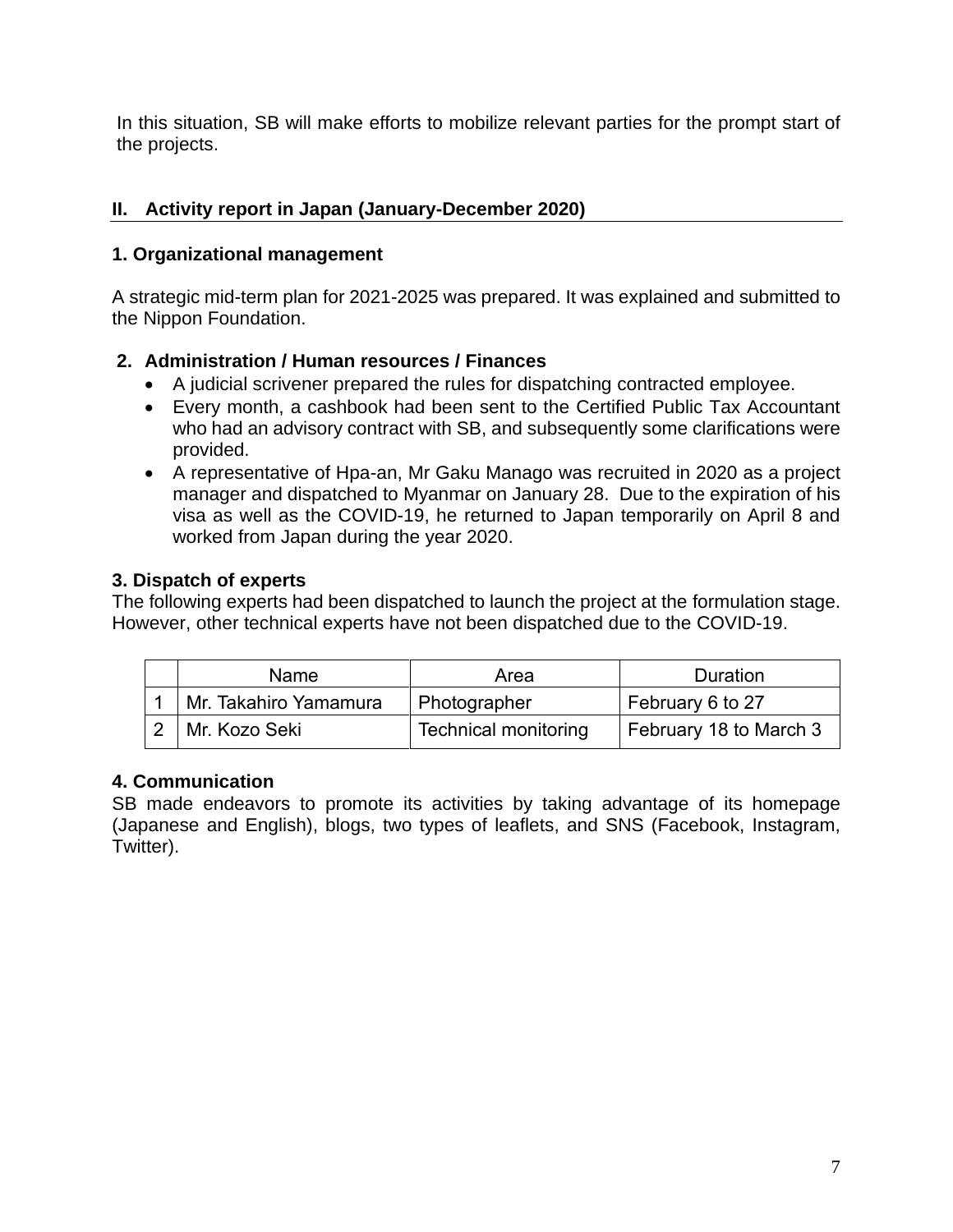In this situation, SB will make efforts to mobilize relevant parties for the prompt start of the projects.

## II. Activity report in Japan (January-December 2020)

### 1. Organizational management

A strategic mid-term plan for 2021-2025 was prepared. It was explained and submitted to the Nippon Foundation.

### 2. Administration / Human resources / Finances

- A judicial scrivener prepared the rules for dispatching contracted employee.
- Every month, a cashbook had been sent to the Certified Public Tax Accountant who had an advisory contract with SB, and subsequently some clarifications were provided.
- A representative of Hpa-an, Mr Gaku Manago was recruited in 2020 as a project manager and dispatched to Myanmar on January 28. Due to the expiration of his visa as well as the COVID-19, he returned to Japan temporarily on April 8 and worked from Japan during the year 2020.

### 3. Dispatch of experts

The following experts had been dispatched to launch the project at the formulation stage. However, other technical experts have not been dispatched due to the COVID-19.

| | Name | Area | Duration |
|---|---|---|---|
| 1 | Mr. Takahiro Yamamura | Photographer | February 6 to 27 |
| 2 | Mr. Kozo Seki | Technical monitoring | February 18 to March 3 |

### 4. Communication

SB made endeavors to promote its activities by taking advantage of its homepage (Japanese and English), blogs, two types of leaflets, and SNS (Facebook, Instagram, Twitter).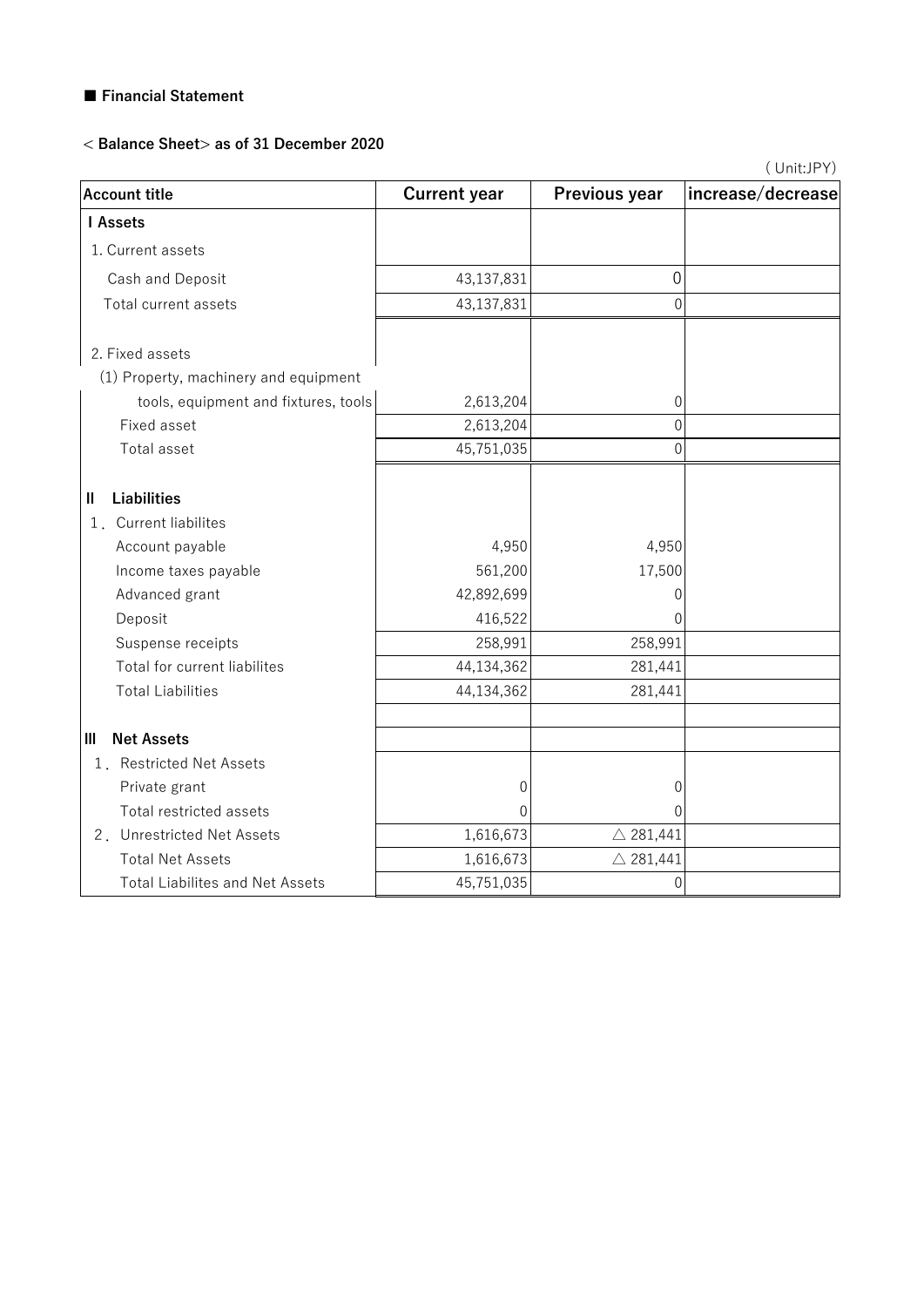■ **Financial Statement**

< **Balance Sheet**> **as of 31 December 2020**

( Unit:JPY)

| Account title | Current year | Previous year | increase/decrease |
|---|---|---|---|
| **I Assets** | | | |
| 1. Current assets | | | |
| Cash and Deposit | 43,137,831 | 0 | |
| Total current assets | 43,137,831 | 0 | |
| 2. Fixed assets | | | |
| (1) Property, machinery and equipment | | | |
| tools, equipment and fixtures, tools | 2,613,204 | 0 | |
| Fixed asset | 2,613,204 | 0 | |
| Total asset | 45,751,035 | 0 | |
| **II Liabilities** | | | |
| 1. Current liabilites | | | |
| Account payable | 4,950 | 4,950 | |
| Income taxes payable | 561,200 | 17,500 | |
| Advanced grant | 42,892,699 | 0 | |
| Deposit | 416,522 | 0 | |
| Suspense receipts | 258,991 | 258,991 | |
| Total for current liabilites | 44,134,362 | 281,441 | |
| Total Liabilities | 44,134,362 | 281,441 | |
| **III Net Assets** | | | |
| 1. Restricted Net Assets | | | |
| Private grant | 0 | 0 | |
| Total restricted assets | 0 | 0 | |
| 2. Unrestricted Net Assets | 1,616,673 | △ 281,441 | |
| Total Net Assets | 1,616,673 | △ 281,441 | |
| Total Liabilites and Net Assets | 45,751,035 | 0 | |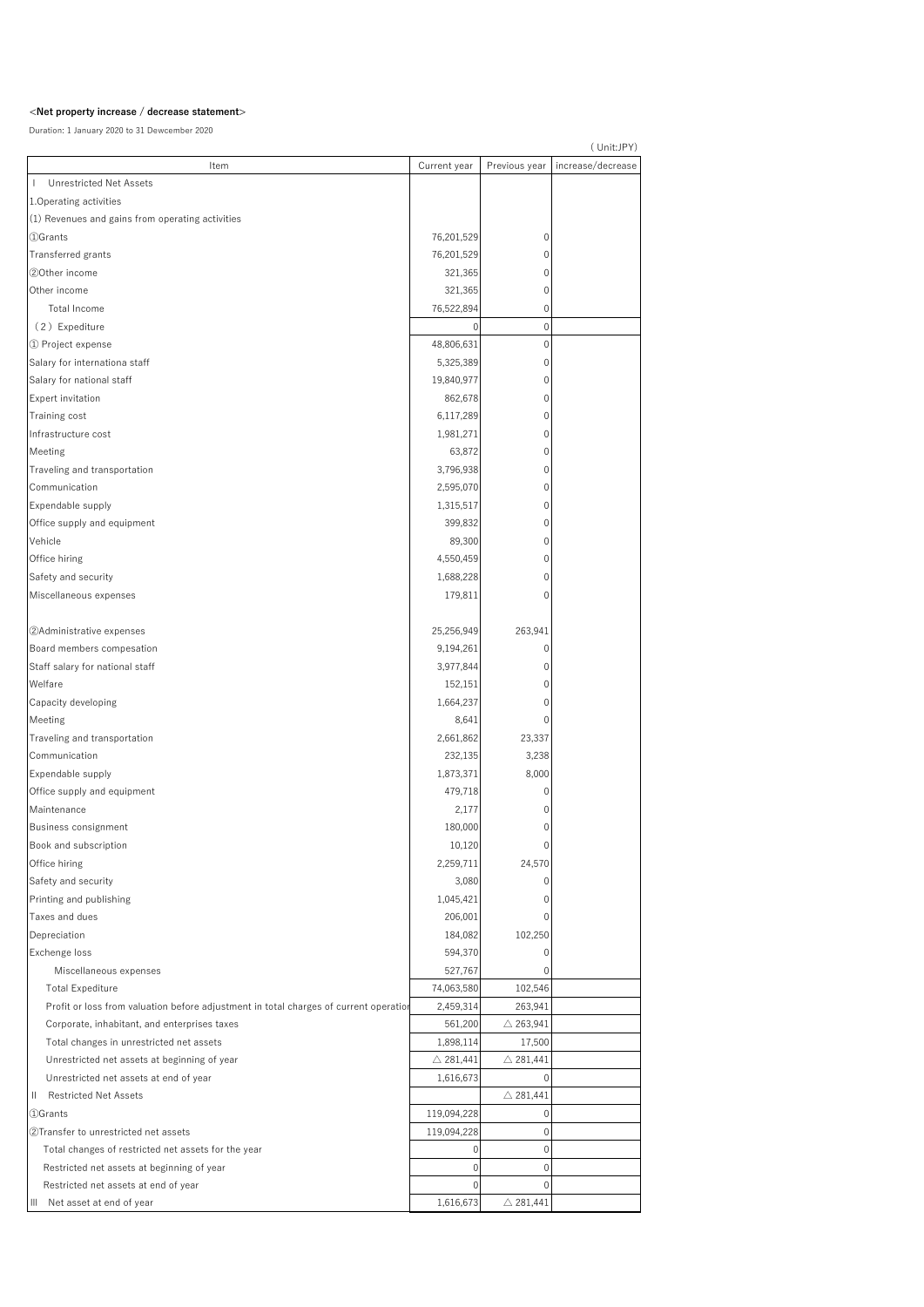**<Net property increase / decrease statement>**

Duration: 1 January 2020 to 31 Dewcember 2020

( Unit:JPY)

| Item | Current year | Previous year | increase/decrease |
|---|---|---|---|
| Ⅰ Unrestricted Net Assets | | | |
| 1.Operating activities | | | |
| (1) Revenues and gains from operating activities | | | |
| ①Grants | 76,201,529 | 0 | |
| Transferred grants | 76,201,529 | 0 | |
| ②Other income | 321,365 | 0 | |
| Other income | 321,365 | 0 | |
| Total Income | 76,522,894 | 0 | |
| (2) Expediture | 0 | 0 | |
| ① Project expense | 48,806,631 | 0 | |
| Salary for internationa staff | 5,325,389 | 0 | |
| Salary for national staff | 19,840,977 | 0 | |
| Expert invitation | 862,678 | 0 | |
| Training cost | 6,117,289 | 0 | |
| Infrastructure cost | 1,981,271 | 0 | |
| Meeting | 63,872 | 0 | |
| Traveling and transportation | 3,796,938 | 0 | |
| Communication | 2,595,070 | 0 | |
| Expendable supply | 1,315,517 | 0 | |
| Office supply and equipment | 399,832 | 0 | |
| Vehicle | 89,300 | 0 | |
| Office hiring | 4,550,459 | 0 | |
| Safety and security | 1,688,228 | 0 | |
| Miscellaneous expenses | 179,811 | 0 | |
| ②Administrative expenses | 25,256,949 | 263,941 | |
| Board members compesation | 9,194,261 | 0 | |
| Staff salary for national staff | 3,977,844 | 0 | |
| Welfare | 152,151 | 0 | |
| Capacity developing | 1,664,237 | 0 | |
| Meeting | 8,641 | 0 | |
| Traveling and transportation | 2,661,862 | 23,337 | |
| Communication | 232,135 | 3,238 | |
| Expendable supply | 1,873,371 | 8,000 | |
| Office supply and equipment | 479,718 | 0 | |
| Maintenance | 2,177 | 0 | |
| Business consignment | 180,000 | 0 | |
| Book and subscription | 10,120 | 0 | |
| Office hiring | 2,259,711 | 24,570 | |
| Safety and security | 3,080 | 0 | |
| Printing and publishing | 1,045,421 | 0 | |
| Taxes and dues | 206,001 | 0 | |
| Depreciation | 184,082 | 102,250 | |
| Exchenge loss | 594,370 | 0 | |
| Miscellaneous expenses | 527,767 | 0 | |
| Total Expediture | 74,063,580 | 102,546 | |
| Profit or loss from valuation before adjustment in total charges of current operatio | 2,459,314 | 263,941 | |
| Corporate, inhabitant, and enterprises taxes | 561,200 | △ 263,941 | |
| Total changes in unrestricted net assets | 1,898,114 | 17,500 | |
| Unrestricted net assets at beginning of year | △ 281,441 | △ 281,441 | |
| Unrestricted net assets at end of year | 1,616,673 | 0 | |
| Ⅱ Restricted Net Assets | | △ 281,441 | |
| ①Grants | 119,094,228 | 0 | |
| ②Transfer to unrestricted net assets | 119,094,228 | 0 | |
| Total changes of restricted net assets for the year | 0 | 0 | |
| Restricted net assets at beginning of year | 0 | 0 | |
| Restricted net assets at end of year | 0 | 0 | |
| Ⅲ Net asset at end of year | 1,616,673 | △ 281,441 | |